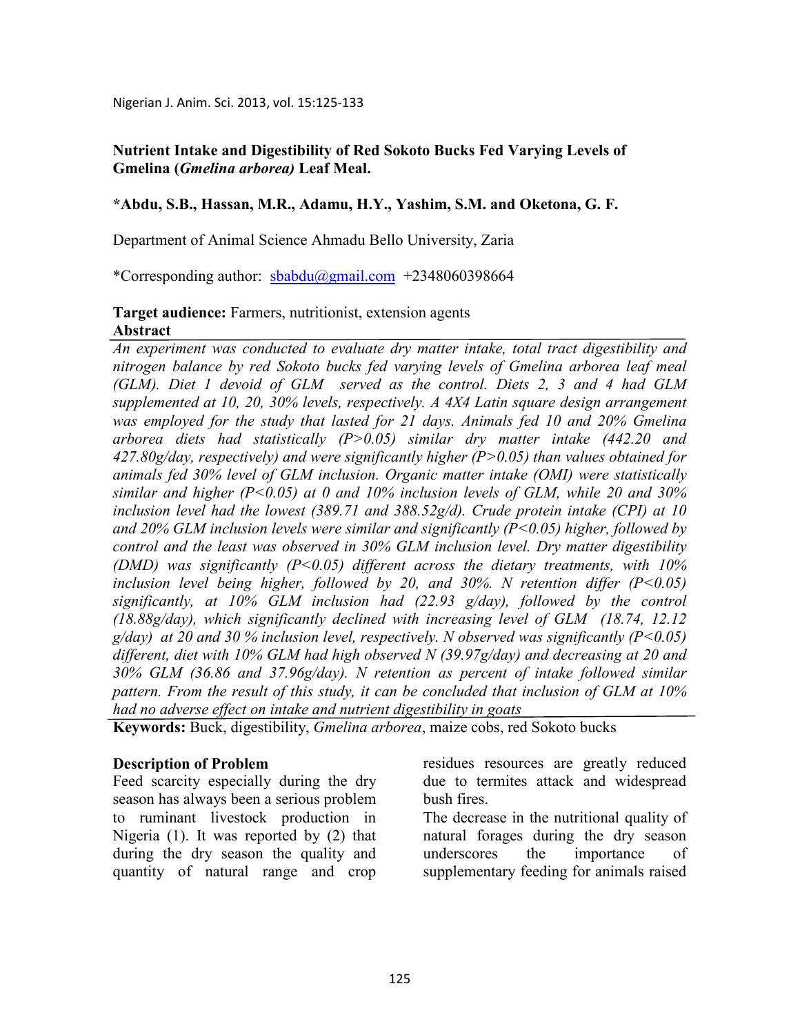# Nutrient Intake and Digestibility of Red Sokoto Bucks Fed Varying Levels of Gmelina (*Gmelina arborea*) Leaf Meal.

**\*Abdu, S.B., Hassan, M.R., Adamu, H.Y., Yashim, S.M. and Oketona, G. F.**

Department of Animal Science Ahmadu Bello University, Zaria

\*Corresponding author: sbabdu@gmail.com +2348060398664

**Target audience:** Farmers, nutritionist, extension agents

## Abstract

*An experiment was conducted to evaluate dry matter intake, total tract digestibility and nitrogen balance by red Sokoto bucks fed varying levels of Gmelina arborea leaf meal (GLM). Diet 1 devoid of GLM served as the control. Diets 2, 3 and 4 had GLM supplemented at 10, 20, 30% levels, respectively. A 4X4 Latin square design arrangement was employed for the study that lasted for 21 days. Animals fed 10 and 20% Gmelina arborea diets had statistically (P>0.05) similar dry matter intake (442.20 and 427.80g/day, respectively) and were significantly higher (P>0.05) than values obtained for animals fed 30% level of GLM inclusion. Organic matter intake (OMI) were statistically similar and higher (P<0.05) at 0 and 10% inclusion levels of GLM, while 20 and 30% inclusion level had the lowest (389.71 and 388.52g/d). Crude protein intake (CPI) at 10 and 20% GLM inclusion levels were similar and significantly (P<0.05) higher, followed by control and the least was observed in 30% GLM inclusion level. Dry matter digestibility (DMD) was significantly (P<0.05) different across the dietary treatments, with 10% inclusion level being higher, followed by 20, and 30%. N retention differ (P<0.05) significantly, at 10% GLM inclusion had (22.93 g/day), followed by the control (18.88g/day), which significantly declined with increasing level of GLM (18.74, 12.12 g/day) at 20 and 30 % inclusion level, respectively. N observed was significantly (P<0.05) different, diet with 10% GLM had high observed N (39.97g/day) and decreasing at 20 and 30% GLM (36.86 and 37.96g/day). N retention as percent of intake followed similar pattern. From the result of this study, it can be concluded that inclusion of GLM at 10% had no adverse effect on intake and nutrient digestibility in goats*

**Keywords:** Buck, digestibility, *Gmelina arborea*, maize cobs, red Sokoto bucks

## Description of Problem

Feed scarcity especially during the dry season has always been a serious problem to ruminant livestock production in Nigeria (1). It was reported by (2) that during the dry season the quality and quantity of natural range and crop residues resources are greatly reduced due to termites attack and widespread bush fires.

The decrease in the nutritional quality of natural forages during the dry season underscores the importance of supplementary feeding for animals raised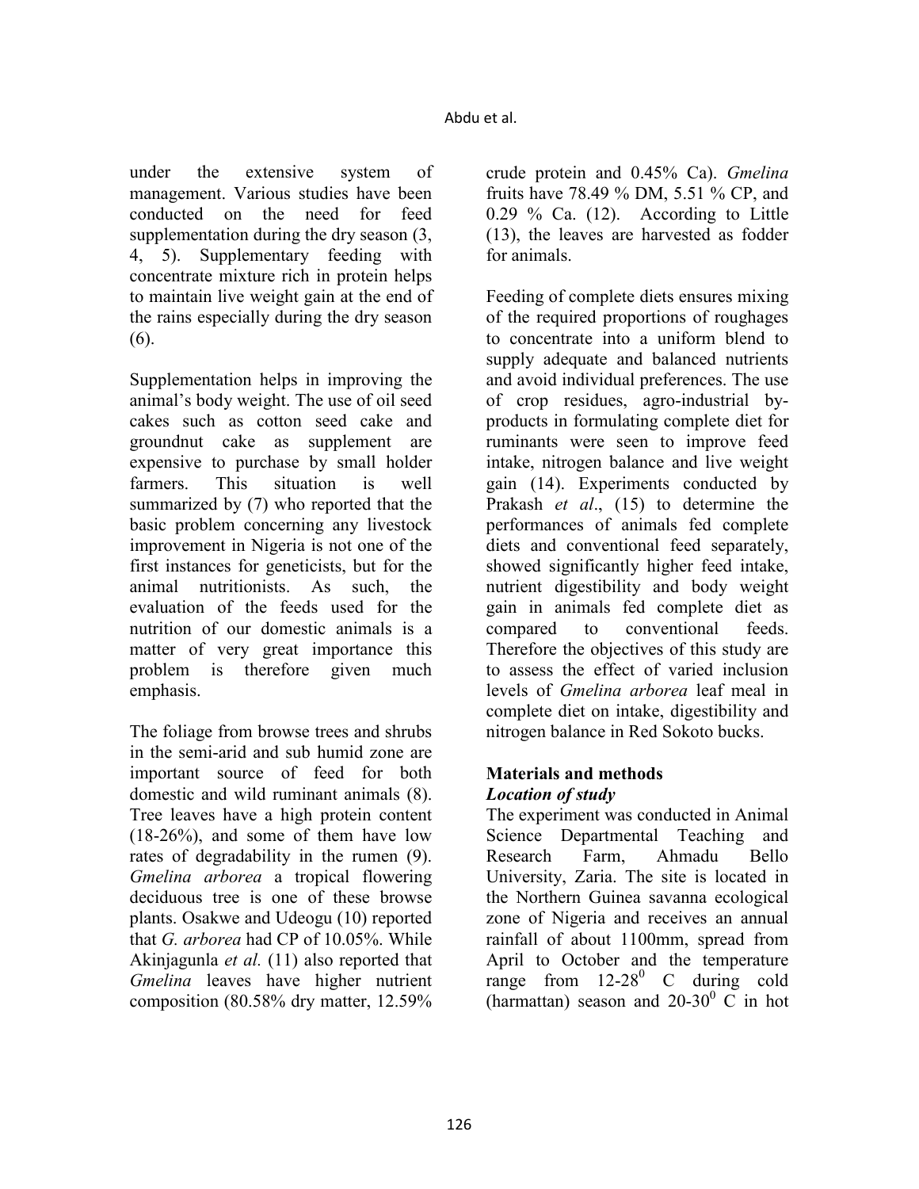under the extensive system of management. Various studies have been conducted on the need for feed supplementation during the dry season (3, 4, 5). Supplementary feeding with concentrate mixture rich in protein helps to maintain live weight gain at the end of the rains especially during the dry season (6).

Supplementation helps in improving the animal's body weight. The use of oil seed cakes such as cotton seed cake and groundnut cake as supplement are expensive to purchase by small holder farmers. This situation is well summarized by (7) who reported that the basic problem concerning any livestock improvement in Nigeria is not one of the first instances for geneticists, but for the animal nutritionists. As such, the evaluation of the feeds used for the nutrition of our domestic animals is a matter of very great importance this problem is therefore given much emphasis.

The foliage from browse trees and shrubs in the semi-arid and sub humid zone are important source of feed for both domestic and wild ruminant animals (8). Tree leaves have a high protein content (18-26%), and some of them have low rates of degradability in the rumen (9). *Gmelina arborea* a tropical flowering deciduous tree is one of these browse plants. Osakwe and Udeogu (10) reported that *G. arborea* had CP of 10.05%. While Akinjagunla *et al.* (11) also reported that *Gmelina* leaves have higher nutrient composition (80.58% dry matter, 12.59% crude protein and 0.45% Ca). *Gmelina* fruits have 78.49 % DM, 5.51 % CP, and 0.29 % Ca. (12). According to Little (13), the leaves are harvested as fodder for animals.

Feeding of complete diets ensures mixing of the required proportions of roughages to concentrate into a uniform blend to supply adequate and balanced nutrients and avoid individual preferences. The use of crop residues, agro-industrial by-products in formulating complete diet for ruminants were seen to improve feed intake, nitrogen balance and live weight gain (14). Experiments conducted by Prakash *et al*., (15) to determine the performances of animals fed complete diets and conventional feed separately, showed significantly higher feed intake, nutrient digestibility and body weight gain in animals fed complete diet as compared to conventional feeds. Therefore the objectives of this study are to assess the effect of varied inclusion levels of *Gmelina arborea* leaf meal in complete diet on intake, digestibility and nitrogen balance in Red Sokoto bucks.

## Materials and methods

### *Location of study*

The experiment was conducted in Animal Science Departmental Teaching and Research Farm, Ahmadu Bello University, Zaria. The site is located in the Northern Guinea savanna ecological zone of Nigeria and receives an annual rainfall of about 1100mm, spread from April to October and the temperature range from 12-28$^{0}$ C during cold (harmattan) season and 20-30$^{0}$ C in hot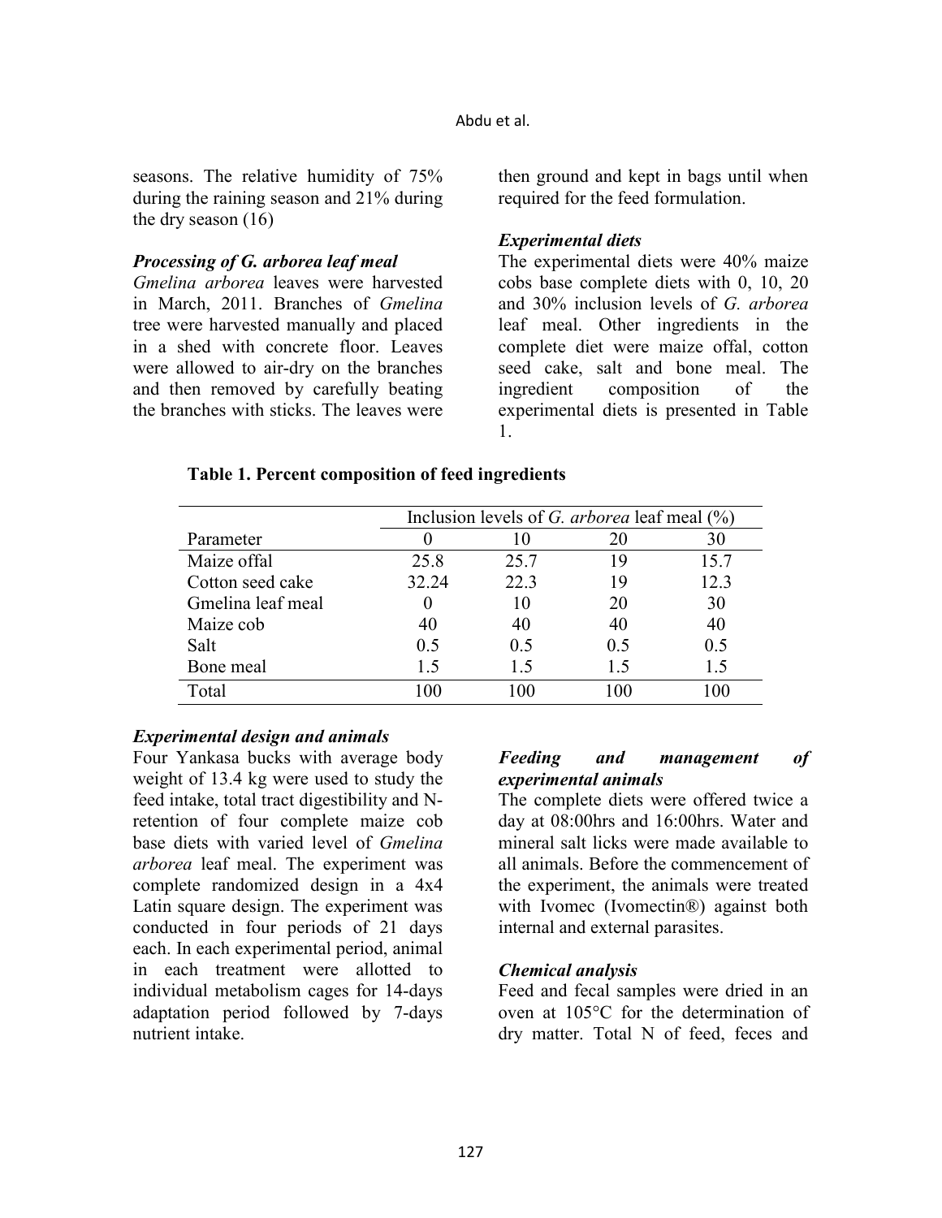seasons. The relative humidity of 75% during the raining season and 21% during the dry season (16)

### *Processing of G. arborea leaf meal*

*Gmelina arborea* leaves were harvested in March, 2011. Branches of *Gmelina* tree were harvested manually and placed in a shed with concrete floor. Leaves were allowed to air-dry on the branches and then removed by carefully beating the branches with sticks. The leaves were then ground and kept in bags until when required for the feed formulation.

### *Experimental diets*

The experimental diets were 40% maize cobs base complete diets with 0, 10, 20 and 30% inclusion levels of *G. arborea* leaf meal. Other ingredients in the complete diet were maize offal, cotton seed cake, salt and bone meal. The ingredient composition of the experimental diets is presented in Table 1.

**Table 1. Percent composition of feed ingredients**

| | Inclusion levels of *G. arborea* leaf meal (%) | | | |
|---|---|---|---|---|
| Parameter | 0 | 10 | 20 | 30 |
| Maize offal | 25.8 | 25.7 | 19 | 15.7 |
| Cotton seed cake | 32.24 | 22.3 | 19 | 12.3 |
| Gmelina leaf meal | 0 | 10 | 20 | 30 |
| Maize cob | 40 | 40 | 40 | 40 |
| Salt | 0.5 | 0.5 | 0.5 | 0.5 |
| Bone meal | 1.5 | 1.5 | 1.5 | 1.5 |
| Total | 100 | 100 | 100 | 100 |

### *Experimental design and animals*

Four Yankasa bucks with average body weight of 13.4 kg were used to study the feed intake, total tract digestibility and N-retention of four complete maize cob base diets with varied level of *Gmelina arborea* leaf meal. The experiment was complete randomized design in a 4x4 Latin square design. The experiment was conducted in four periods of 21 days each. In each experimental period, animal in each treatment were allotted to individual metabolism cages for 14-days adaptation period followed by 7-days nutrient intake.

### *Feeding and management of experimental animals*

The complete diets were offered twice a day at 08:00hrs and 16:00hrs. Water and mineral salt licks were made available to all animals. Before the commencement of the experiment, the animals were treated with Ivomec (Ivomectin®) against both internal and external parasites.

### *Chemical analysis*

Feed and fecal samples were dried in an oven at 105°C for the determination of dry matter. Total N of feed, feces and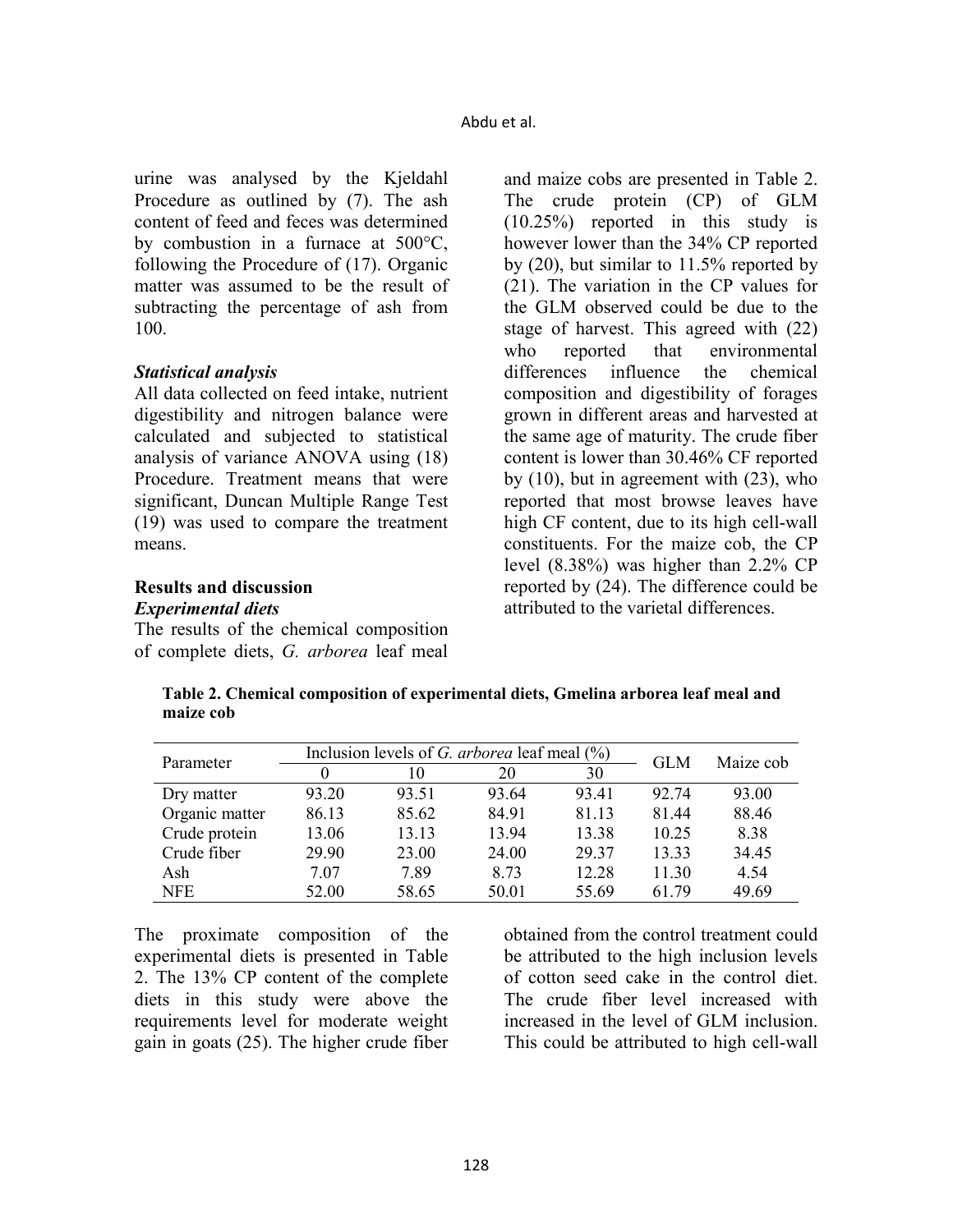urine was analysed by the Kjeldahl Procedure as outlined by (7). The ash content of feed and feces was determined by combustion in a furnace at 500°C, following the Procedure of (17). Organic matter was assumed to be the result of subtracting the percentage of ash from 100.

### *Statistical analysis*

All data collected on feed intake, nutrient digestibility and nitrogen balance were calculated and subjected to statistical analysis of variance ANOVA using (18) Procedure. Treatment means that were significant, Duncan Multiple Range Test (19) was used to compare the treatment means.

## Results and discussion

### *Experimental diets*

The results of the chemical composition of complete diets, *G. arborea* leaf meal and maize cobs are presented in Table 2. The crude protein (CP) of GLM (10.25%) reported in this study is however lower than the 34% CP reported by (20), but similar to 11.5% reported by (21). The variation in the CP values for the GLM observed could be due to the stage of harvest. This agreed with (22) who reported that environmental differences influence the chemical composition and digestibility of forages grown in different areas and harvested at the same age of maturity. The crude fiber content is lower than 30.46% CF reported by (10), but in agreement with (23), who reported that most browse leaves have high CF content, due to its high cell-wall constituents. For the maize cob, the CP level (8.38%) was higher than 2.2% CP reported by (24). The difference could be attributed to the varietal differences.

**Table 2. Chemical composition of experimental diets, Gmelina arborea leaf meal and maize cob**

| Parameter | Inclusion levels of *G. arborea* leaf meal (%) | | | | GLM | Maize cob |
|---|---|---|---|---|---|---|
| | 0 | 10 | 20 | 30 | | |
| Dry matter | 93.20 | 93.51 | 93.64 | 93.41 | 92.74 | 93.00 |
| Organic matter | 86.13 | 85.62 | 84.91 | 81.13 | 81.44 | 88.46 |
| Crude protein | 13.06 | 13.13 | 13.94 | 13.38 | 10.25 | 8.38 |
| Crude fiber | 29.90 | 23.00 | 24.00 | 29.37 | 13.33 | 34.45 |
| Ash | 7.07 | 7.89 | 8.73 | 12.28 | 11.30 | 4.54 |
| NFE | 52.00 | 58.65 | 50.01 | 55.69 | 61.79 | 49.69 |

The proximate composition of the experimental diets is presented in Table 2. The 13% CP content of the complete diets in this study were above the requirements level for moderate weight gain in goats (25). The higher crude fiber obtained from the control treatment could be attributed to the high inclusion levels of cotton seed cake in the control diet. The crude fiber level increased with increased in the level of GLM inclusion. This could be attributed to high cell-wall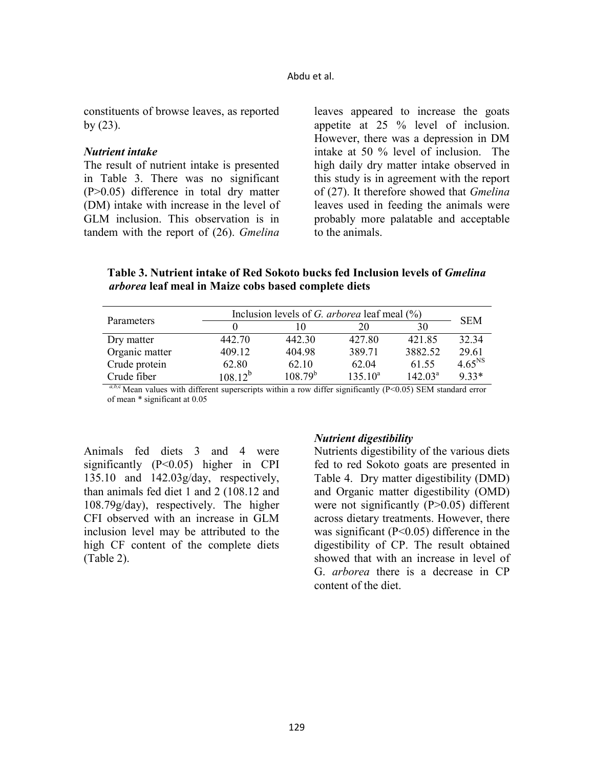constituents of browse leaves, as reported by (23).

### *Nutrient intake*

The result of nutrient intake is presented in Table 3. There was no significant (P>0.05) difference in total dry matter (DM) intake with increase in the level of GLM inclusion. This observation is in tandem with the report of (26). *Gmelina* leaves appeared to increase the goats appetite at 25 % level of inclusion. However, there was a depression in DM intake at 50 % level of inclusion. The high daily dry matter intake observed in this study is in agreement with the report of (27). It therefore showed that *Gmelina* leaves used in feeding the animals were probably more palatable and acceptable to the animals.

**Table 3. Nutrient intake of Red Sokoto bucks fed Inclusion levels of *Gmelina arborea* leaf meal in Maize cobs based complete diets**

| Parameters | Inclusion levels of *G. arborea* leaf meal (%) | | | | SEM |
|---|---|---|---|---|---|
| | 0 | 10 | 20 | 30 | |
| Dry matter | 442.70 | 442.30 | 427.80 | 421.85 | 32.34 |
| Organic matter | 409.12 | 404.98 | 389.71 | 3882.52 | 29.61 |
| Crude protein | 62.80 | 62.10 | 62.04 | 61.55 | $4.65^{NS}$ |
| Crude fiber | $108.12^{b}$ | $108.79^{b}$ | $135.10^{a}$ | $142.03^{a}$ | 9.33* |

$^{a,b,c}$ Mean values with different superscripts within a row differ significantly (P<0.05) SEM standard error of mean * significant at 0.05

Animals fed diets 3 and 4 were significantly (P<0.05) higher in CPI 135.10 and 142.03g/day, respectively, than animals fed diet 1 and 2 (108.12 and 108.79g/day), respectively. The higher CFI observed with an increase in GLM inclusion level may be attributed to the high CF content of the complete diets (Table 2).

### *Nutrient digestibility*

Nutrients digestibility of the various diets fed to red Sokoto goats are presented in Table 4. Dry matter digestibility (DMD) and Organic matter digestibility (OMD) were not significantly (P>0.05) different across dietary treatments. However, there was significant (P<0.05) difference in the digestibility of CP. The result obtained showed that with an increase in level of G. *arborea* there is a decrease in CP content of the diet.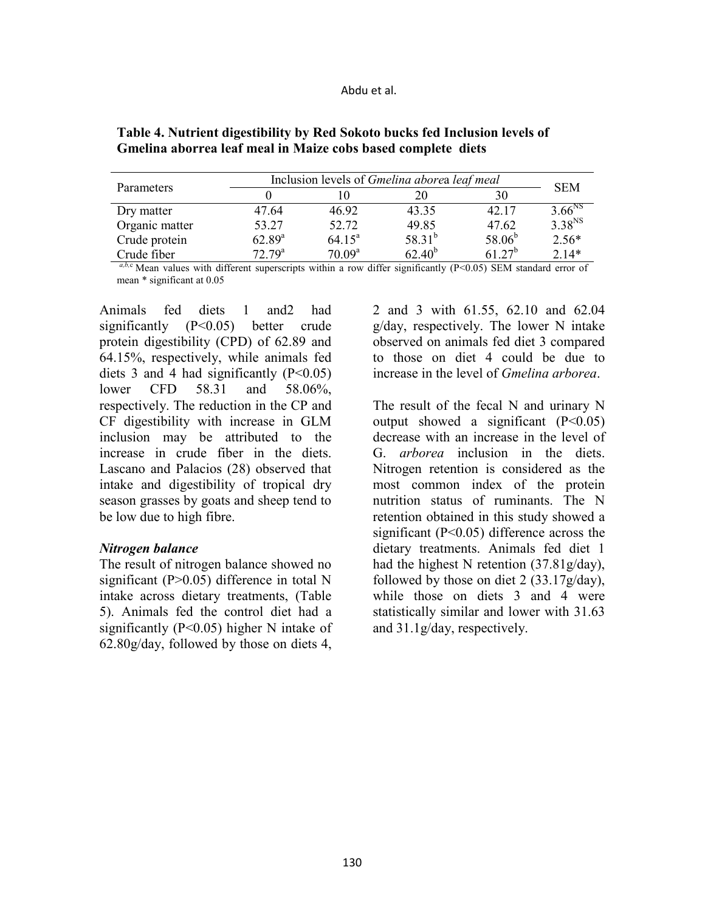**Table 4. Nutrient digestibility by Red Sokoto bucks fed Inclusion levels of Gmelina aborrea leaf meal in Maize cobs based complete diets**

| Parameters | Inclusion levels of *Gmelina abore*a *leaf meal* | | | | SEM |
|---|---|---|---|---|---|
| | 0 | 10 | 20 | 30 | |
| Dry matter | 47.64 | 46.92 | 43.35 | 42.17 | 3.66[NS] |
| Organic matter | 53.27 | 52.72 | 49.85 | 47.62 | 3.38[NS] |
| Crude protein | 62.89[a] | 64.15[a] | 58.31[b] | 58.06[b] | 2.56* |
| Crude fiber | 72.79[a] | 70.09[a] | 62.40[b] | 61.27[b] | 2.14* |

[a,b,c] Mean values with different superscripts within a row differ significantly (P<0.05) SEM standard error of mean * significant at 0.05

Animals fed diets 1 and2 had significantly (P<0.05) better crude protein digestibility (CPD) of 62.89 and 64.15%, respectively, while animals fed diets 3 and 4 had significantly (P<0.05) lower CFD 58.31 and 58.06%, respectively. The reduction in the CP and CF digestibility with increase in GLM inclusion may be attributed to the increase in crude fiber in the diets. Lascano and Palacios (28) observed that intake and digestibility of tropical dry season grasses by goats and sheep tend to be low due to high fibre.

***Nitrogen balance***

The result of nitrogen balance showed no significant (P>0.05) difference in total N intake across dietary treatments, (Table 5). Animals fed the control diet had a significantly (P<0.05) higher N intake of 62.80g/day, followed by those on diets 4, 2 and 3 with 61.55, 62.10 and 62.04 g/day, respectively. The lower N intake observed on animals fed diet 3 compared to those on diet 4 could be due to increase in the level of *Gmelina arborea*.

The result of the fecal N and urinary N output showed a significant (P<0.05) decrease with an increase in the level of G. *arborea* inclusion in the diets. Nitrogen retention is considered as the most common index of the protein nutrition status of ruminants. The N retention obtained in this study showed a significant (P<0.05) difference across the dietary treatments. Animals fed diet 1 had the highest N retention (37.81g/day), followed by those on diet 2 (33.17g/day), while those on diets 3 and 4 were statistically similar and lower with 31.63 and 31.1g/day, respectively.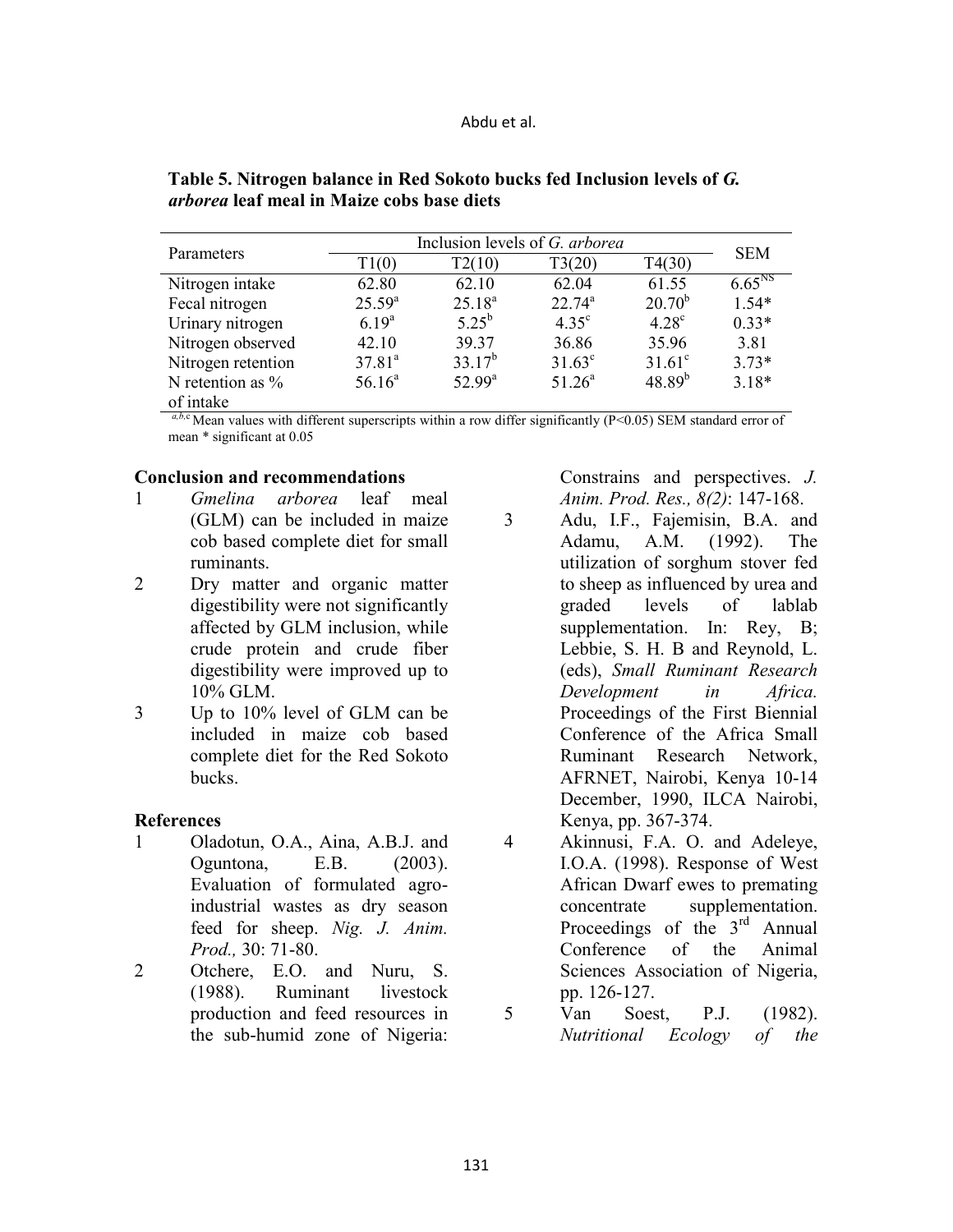**Table 5. Nitrogen balance in Red Sokoto bucks fed Inclusion levels of *G. arborea* leaf meal in Maize cobs base diets**

| Parameters | Inclusion levels of *G. arborea* | | | | SEM |
|---|---|---|---|---|---|
| | T1(0) | T2(10) | T3(20) | T4(30) | |
| Nitrogen intake | 62.80 | 62.10 | 62.04 | 61.55 | 6.65[NS] |
| Fecal nitrogen | 25.59[a] | 25.18[a] | 22.74[a] | 20.70[b] | 1.54* |
| Urinary nitrogen | 6.19[a] | 5.25[b] | 4.35[c] | 4.28[c] | 0.33* |
| Nitrogen observed | 42.10 | 39.37 | 36.86 | 35.96 | 3.81 |
| Nitrogen retention | 37.81[a] | 33.17[b] | 31.63[c] | 31.61[c] | 3.73* |
| N retention as % of intake | 56.16[a] | 52.99[a] | 51.26[a] | 48.89[b] | 3.18* |

[a,b,c] Mean values with different superscripts within a row differ significantly (P<0.05) SEM standard error of mean * significant at 0.05

## Conclusion and recommendations

1. *Gmelina arborea* leaf meal (GLM) can be included in maize cob based complete diet for small ruminants.
2. Dry matter and organic matter digestibility were not significantly affected by GLM inclusion, while crude protein and crude fiber digestibility were improved up to 10% GLM.
3. Up to 10% level of GLM can be included in maize cob based complete diet for the Red Sokoto bucks.

## References

1. Oladotun, O.A., Aina, A.B.J. and Oguntona, E.B. (2003). Evaluation of formulated agro-industrial wastes as dry season feed for sheep. *Nig. J. Anim. Prod.,* 30: 71-80.
2. Otchere, E.O. and Nuru, S. (1988). Ruminant livestock production and feed resources in the sub-humid zone of Nigeria: Constrains and perspectives. *J. Anim. Prod. Res., 8(2)*: 147-168.
3. Adu, I.F., Fajemisin, B.A. and Adamu, A.M. (1992). The utilization of sorghum stover fed to sheep as influenced by urea and graded levels of lablab supplementation. In: Rey, B; Lebbie, S. H. B and Reynold, L. (eds), *Small Ruminant Research Development in Africa.* Proceedings of the First Biennial Conference of the Africa Small Ruminant Research Network, AFRNET, Nairobi, Kenya 10-14 December, 1990, ILCA Nairobi, Kenya, pp. 367-374.
4. Akinnusi, F.A. O. and Adeleye, I.O.A. (1998). Response of West African Dwarf ewes to premating concentrate supplementation. Proceedings of the 3rd Annual Conference of the Animal Sciences Association of Nigeria, pp. 126-127.
5. Van Soest, P.J. (1982). *Nutritional Ecology of the*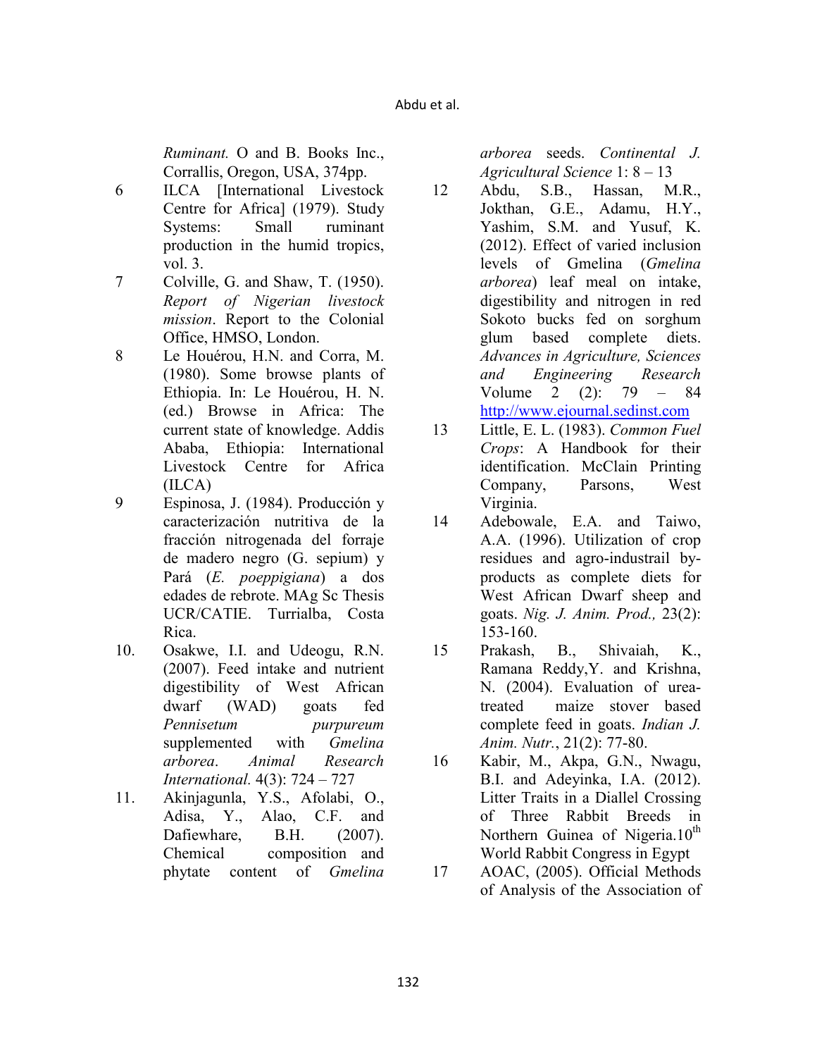*Ruminant.* O and B. Books Inc., Corrallis, Oregon, USA, 374pp.

6 ILCA [International Livestock Centre for Africa] (1979). Study Systems: Small ruminant production in the humid tropics, vol. 3.

7 Colville, G. and Shaw, T. (1950). *Report of Nigerian livestock mission*. Report to the Colonial Office, HMSO, London.

8 Le Houérou, H.N. and Corra, M. (1980). Some browse plants of Ethiopia. In: Le Houérou, H. N. (ed.) Browse in Africa: The current state of knowledge. Addis Ababa, Ethiopia: International Livestock Centre for Africa (ILCA)

9 Espinosa, J. (1984). Producción y caracterización nutritiva de la fracción nitrogenada del forraje de madero negro (G. sepium) y Pará (*E. poeppigiana*) a dos edades de rebrote. MAg Sc Thesis UCR/CATIE. Turrialba, Costa Rica.

10. Osakwe, I.I. and Udeogu, R.N. (2007). Feed intake and nutrient digestibility of West African dwarf (WAD) goats fed *Pennisetum purpureum* supplemented with *Gmelina arborea*. *Animal Research International.* 4(3): 724 – 727

11. Akinjagunla, Y.S., Afolabi, O., Adisa, Y., Alao, C.F. and Dafiewhare, B.H. (2007). Chemical composition and phytate content of *Gmelina arborea* seeds. *Continental J. Agricultural Science* 1: 8 – 13

12 Abdu, S.B., Hassan, M.R., Jokthan, G.E., Adamu, H.Y., Yashim, S.M. and Yusuf, K. (2012). Effect of varied inclusion levels of Gmelina (*Gmelina arborea*) leaf meal on intake, digestibility and nitrogen in red Sokoto bucks fed on sorghum glum based complete diets. *Advances in Agriculture, Sciences and Engineering Research* Volume 2 (2): 79 – 84 http://www.ejournal.sedinst.com

13 Little, E. L. (1983). *Common Fuel Crops*: A Handbook for their identification. McClain Printing Company, Parsons, West Virginia.

14 Adebowale, E.A. and Taiwo, A.A. (1996). Utilization of crop residues and agro-industrail by-products as complete diets for West African Dwarf sheep and goats. *Nig. J. Anim. Prod.,* 23(2): 153-160.

15 Prakash, B., Shivaiah, K., Ramana Reddy,Y. and Krishna, N. (2004). Evaluation of urea-treated maize stover based complete feed in goats. *Indian J. Anim. Nutr.*, 21(2): 77-80.

16 Kabir, M., Akpa, G.N., Nwagu, B.I. and Adeyinka, I.A. (2012). Litter Traits in a Diallel Crossing of Three Rabbit Breeds in Northern Guinea of Nigeria.10$^{th}$ World Rabbit Congress in Egypt

17 AOAC, (2005). Official Methods of Analysis of the Association of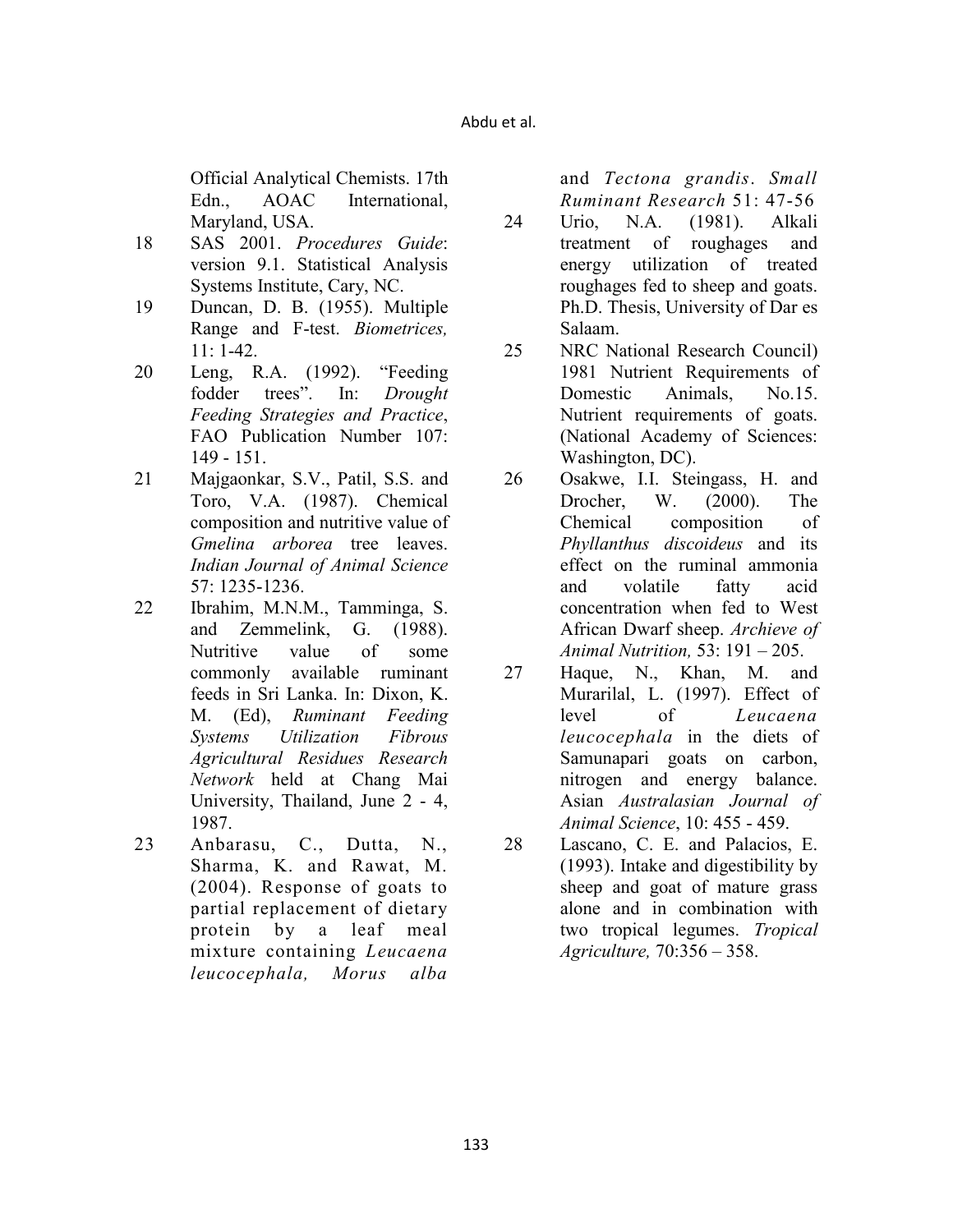Official Analytical Chemists. 17th Edn., AOAC International, Maryland, USA.

18 SAS 2001. *Procedures Guide*: version 9.1. Statistical Analysis Systems Institute, Cary, NC.

19 Duncan, D. B. (1955). Multiple Range and F-test. *Biometrices,* 11: 1-42.

20 Leng, R.A. (1992). "Feeding fodder trees". In: *Drought Feeding Strategies and Practice*, FAO Publication Number 107: 149 - 151.

21 Majgaonkar, S.V., Patil, S.S. and Toro, V.A. (1987). Chemical composition and nutritive value of *Gmelina arborea* tree leaves. *Indian Journal of Animal Science* 57: 1235-1236.

22 Ibrahim, M.N.M., Tamminga, S. and Zemmelink, G. (1988). Nutritive value of some commonly available ruminant feeds in Sri Lanka. In: Dixon, K. M. (Ed), *Ruminant Feeding Systems Utilization Fibrous Agricultural Residues Research Network* held at Chang Mai University, Thailand, June 2 - 4, 1987.

23 Anbarasu, C., Dutta, N., Sharma, K. and Rawat, M. (2004). Response of goats to partial replacement of dietary protein by a leaf meal mixture containing *Leucaena leucocephala, Morus alba* and *Tectona grandis*. *Small Ruminant Research* 51: 47-56

24 Urio, N.A. (1981). Alkali treatment of roughages and energy utilization of treated roughages fed to sheep and goats. Ph.D. Thesis, University of Dar es Salaam.

25 NRC National Research Council) 1981 Nutrient Requirements of Domestic Animals, No.15. Nutrient requirements of goats. (National Academy of Sciences: Washington, DC).

26 Osakwe, I.I. Steingass, H. and Drocher, W. (2000). The Chemical composition of *Phyllanthus discoideus* and its effect on the ruminal ammonia and volatile fatty acid concentration when fed to West African Dwarf sheep. *Archieve of Animal Nutrition,* 53: 191 – 205.

27 Haque, N., Khan, M. and Murarilal, L. (1997). Effect of level of *Leucaena leucocephala* in the diets of Samunapari goats on carbon, nitrogen and energy balance. Asian *Australasian Journal of Animal Science*, 10: 455 - 459.

28 Lascano, C. E. and Palacios, E. (1993). Intake and digestibility by sheep and goat of mature grass alone and in combination with two tropical legumes. *Tropical Agriculture,* 70:356 – 358.